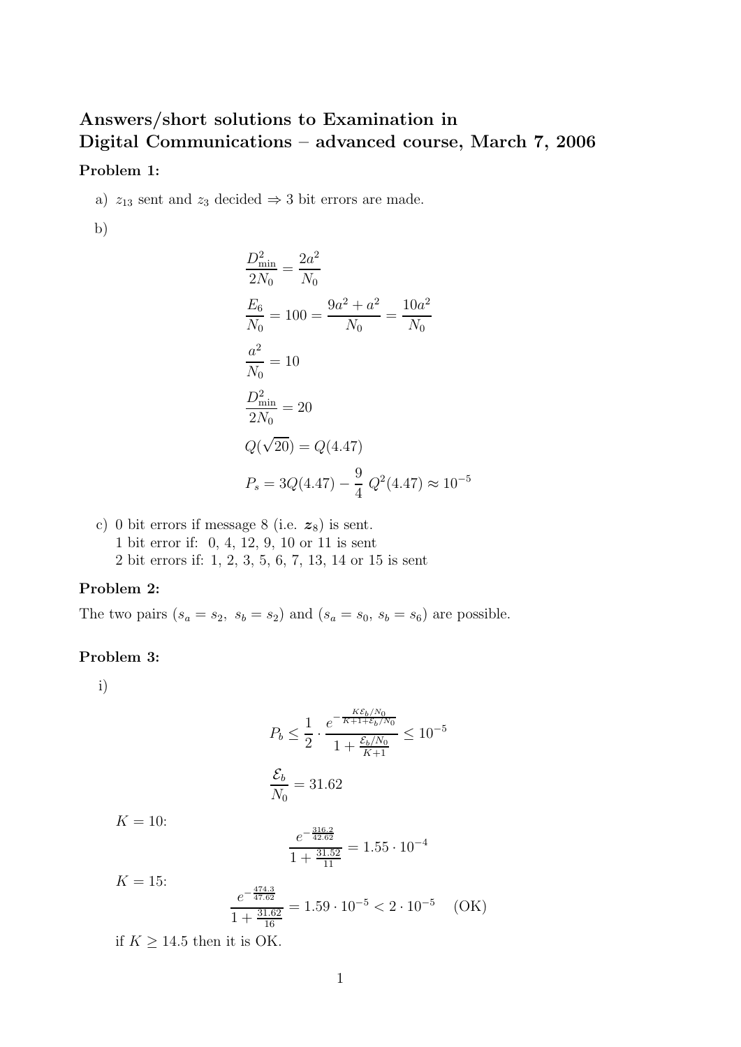# Answers/short solutions to Examination in Digital Communications – advanced course, March 7, 2006

**Problem 1:**

a) $z_{13}$ sent and $z_3$ decided $\Rightarrow$ 3 bit errors are made.

b)

$$\frac{D_{\min}^2}{2N_0} = \frac{2a^2}{N_0}$$

$$\frac{E_6}{N_0} = 100 = \frac{9a^2 + a^2}{N_0} = \frac{10a^2}{N_0}$$

$$\frac{a^2}{N_0} = 10$$

$$\frac{D_{\min}^2}{2N_0} = 20$$

$$Q(\sqrt{20}) = Q(4.47)$$

$$P_s = 3Q(4.47) - \frac{9}{4}\, Q^2(4.47) \approx 10^{-5}$$

c) 0 bit errors if message 8 (i.e. $\boldsymbol{z}_8$) is sent.
1 bit error if: 0, 4, 12, 9, 10 or 11 is sent
2 bit errors if: 1, 2, 3, 5, 6, 7, 13, 14 or 15 is sent

**Problem 2:**

The two pairs ($s_a = s_2,\ s_b = s_2$) and ($s_a = s_0,\ s_b = s_6$) are possible.

**Problem 3:**

i)

$$P_b \leq \frac{1}{2} \cdot \frac{e^{-\frac{K\mathcal{E}_b/N_0}{K+1+\mathcal{E}_b/N_0}}}{1 + \frac{\mathcal{E}_b/N_0}{K+1}} \leq 10^{-5}$$

$$\frac{\mathcal{E}_b}{N_0} = 31.62$$

$K = 10$:

$$\frac{e^{-\frac{316.2}{42.62}}}{1 + \frac{31.52}{11}} = 1.55 \cdot 10^{-4}$$

$K = 15$:

$$\frac{e^{-\frac{474.3}{47.62}}}{1 + \frac{31.62}{16}} = 1.59 \cdot 10^{-5} < 2 \cdot 10^{-5} \quad \text{(OK)}$$

if $K \geq 14.5$ then it is OK.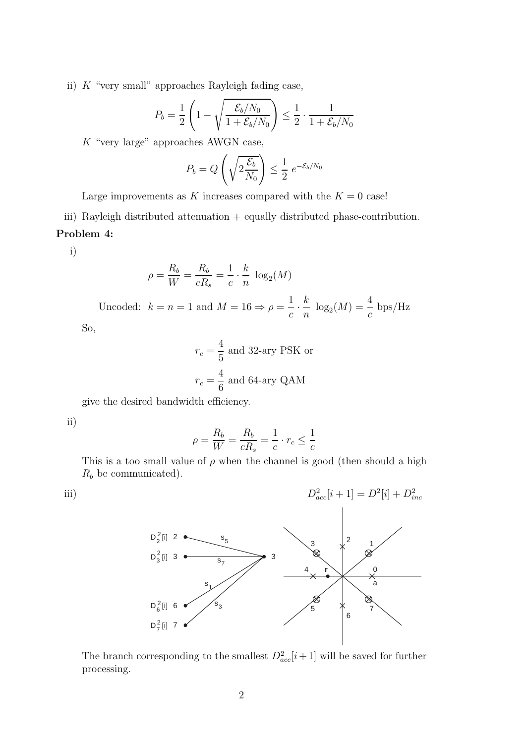ii) $K$ "very small" approaches Rayleigh fading case,

$$P_b = \frac{1}{2}\left(1 - \sqrt{\frac{\mathcal{E}_b/N_0}{1+\mathcal{E}_b/N_0}}\right) \leq \frac{1}{2} \cdot \frac{1}{1+\mathcal{E}_b/N_0}$$

$K$ "very large" approaches AWGN case,

$$P_b = Q\left(\sqrt{2\frac{\mathcal{E}_b}{N_0}}\right) \leq \frac{1}{2}\, e^{-\mathcal{E}_b/N_0}$$

Large improvements as $K$ increases compared with the $K = 0$ case!

iii) Rayleigh distributed attenuation + equally distributed phase-contribution.

**Problem 4:**

i)

$$\rho = \frac{R_b}{W} = \frac{R_b}{cR_s} = \frac{1}{c} \cdot \frac{k}{n}\ \log_2(M)$$

Uncoded: $k = n = 1$ and $M = 16 \Rightarrow \rho = \frac{1}{c} \cdot \frac{k}{n}\ \log_2(M) = \frac{4}{c}$ bps/Hz

So,

$$r_c = \frac{4}{5} \text{ and 32-ary PSK or}$$

$$r_c = \frac{4}{6} \text{ and 64-ary QAM}$$

give the desired bandwidth efficiency.

ii)

$$\rho = \frac{R_b}{W} = \frac{R_b}{cR_s} = \frac{1}{c} \cdot r_c \leq \frac{1}{c}$$

This is a too small value of $\rho$ when the channel is good (then should a high $R_b$ be communicated).

iii)

$$D^2_{acc}[i+1] = D^2[i] + D^2_{inc}$$

The branch corresponding to the smallest $D^2_{acc}[i+1]$ will be saved for further processing.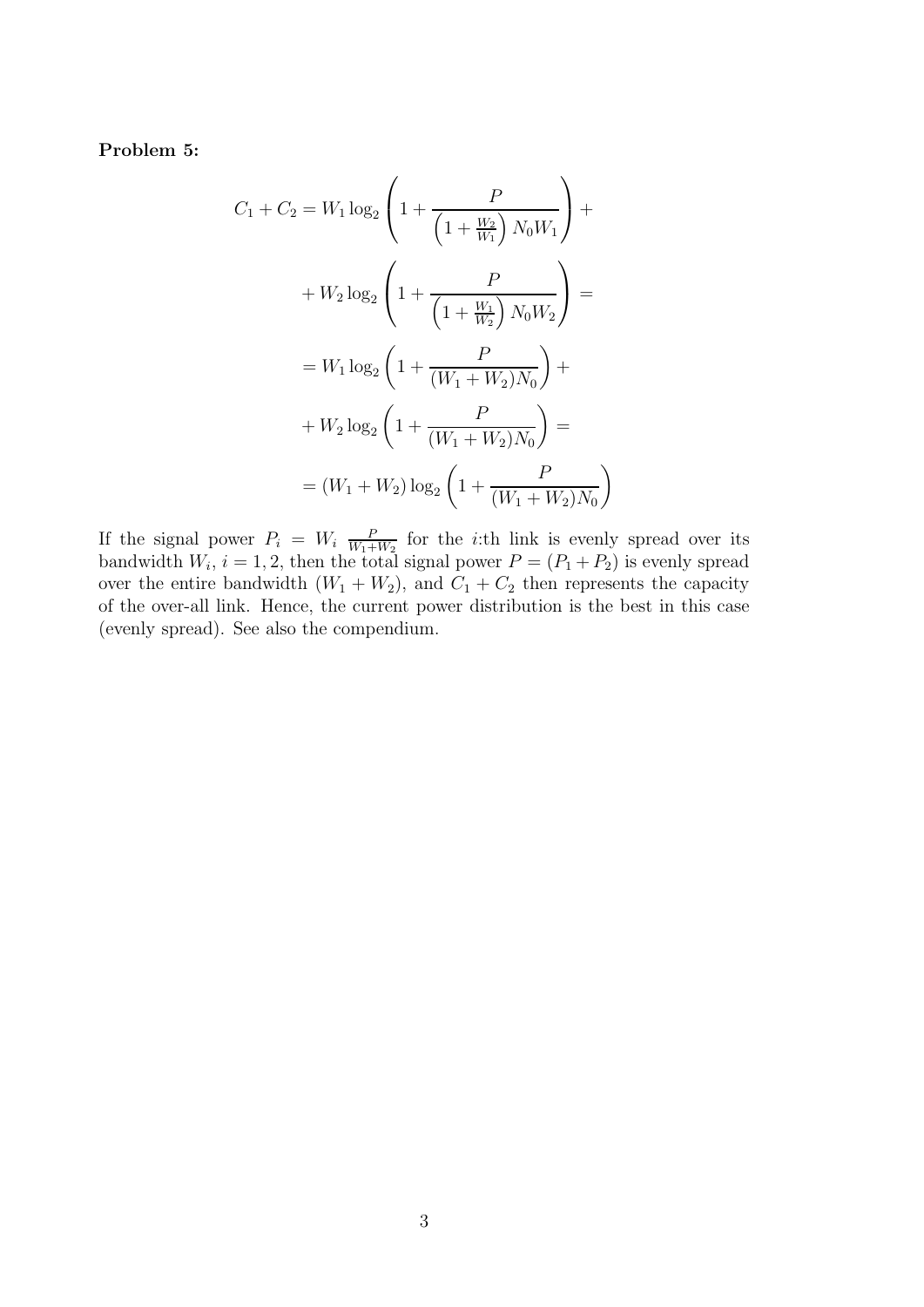**Problem 5:**

$$
\begin{aligned}
C_1 + C_2 &= W_1 \log_2 \left( 1 + \frac{P}{\left(1 + \frac{W_2}{W_1}\right) N_0 W_1} \right) + \\
&+ W_2 \log_2 \left( 1 + \frac{P}{\left(1 + \frac{W_1}{W_2}\right) N_0 W_2} \right) = \\
&= W_1 \log_2 \left( 1 + \frac{P}{(W_1 + W_2) N_0} \right) + \\
&+ W_2 \log_2 \left( 1 + \frac{P}{(W_1 + W_2) N_0} \right) = \\
&= (W_1 + W_2) \log_2 \left( 1 + \frac{P}{(W_1 + W_2) N_0} \right)
\end{aligned}
$$

If the signal power $P_i = W_i \, \frac{P}{W_1 + W_2}$ for the $i$:th link is evenly spread over its bandwidth $W_i$, $i = 1, 2$, then the total signal power $P = (P_1 + P_2)$ is evenly spread over the entire bandwidth $(W_1 + W_2)$, and $C_1 + C_2$ then represents the capacity of the over-all link. Hence, the current power distribution is the best in this case (evenly spread). See also the compendium.